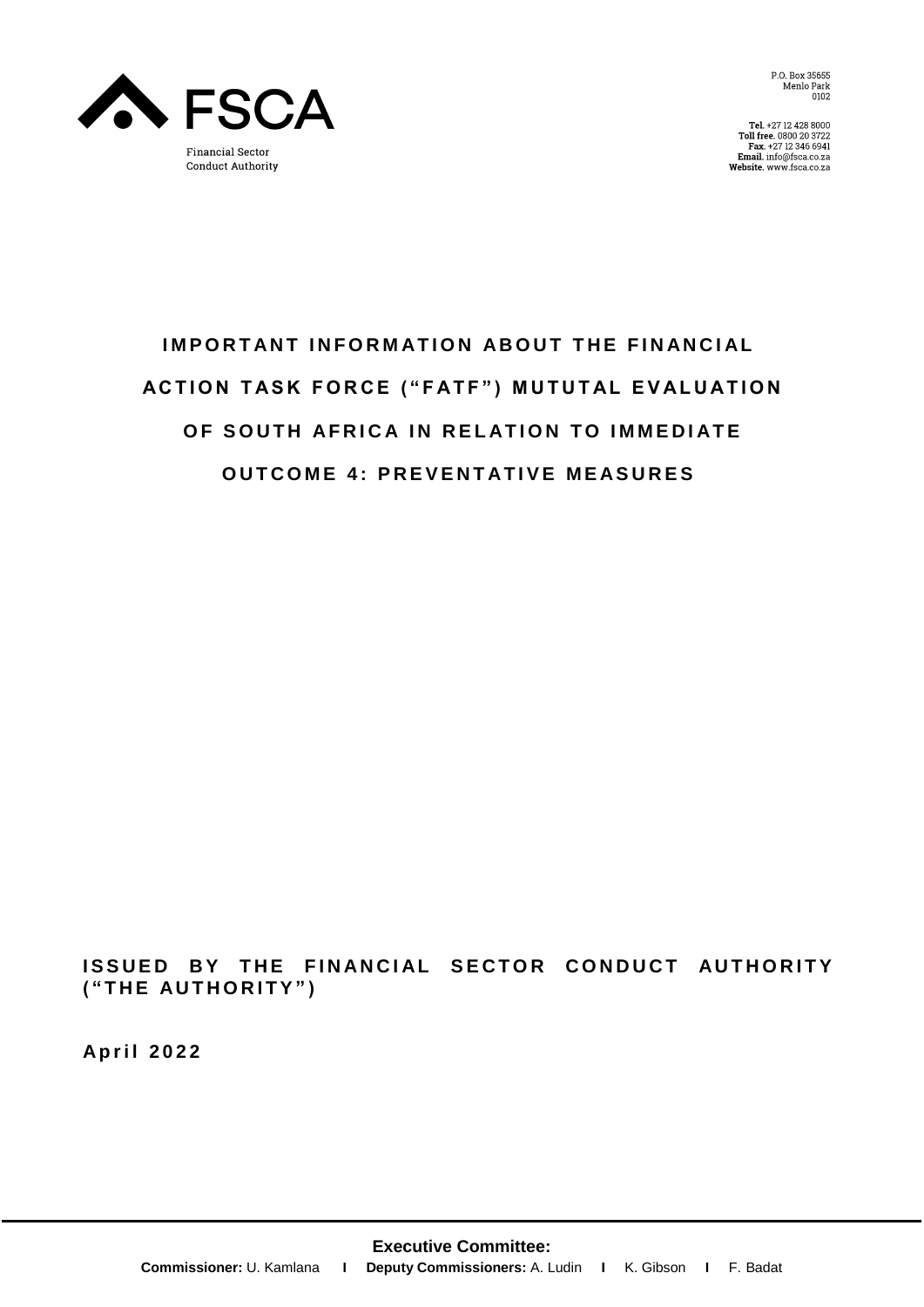FSCA

Financial Sector Conduct Authority

P.O. Box 35655
Menlo Park
0102

**Tel.** +27 12 428 8000
**Toll free.** 0800 20 3722
**Fax.** +27 12 346 6941
**Email.** info@fsca.co.za
**Website.** www.fsca.co.za

# IMPORTANT INFORMATION ABOUT THE FINANCIAL ACTION TASK FORCE ("FATF") MUTUTAL EVALUATION OF SOUTH AFRICA IN RELATION TO IMMEDIATE OUTCOME 4: PREVENTATIVE MEASURES

**ISSUED BY THE FINANCIAL SECTOR CONDUCT AUTHORITY ("THE AUTHORITY")**

**April 2022**

**Executive Committee:**
**Commissioner:** U. Kamlana **I** **Deputy Commissioners:** A. Ludin **I** K. Gibson **I** F. Badat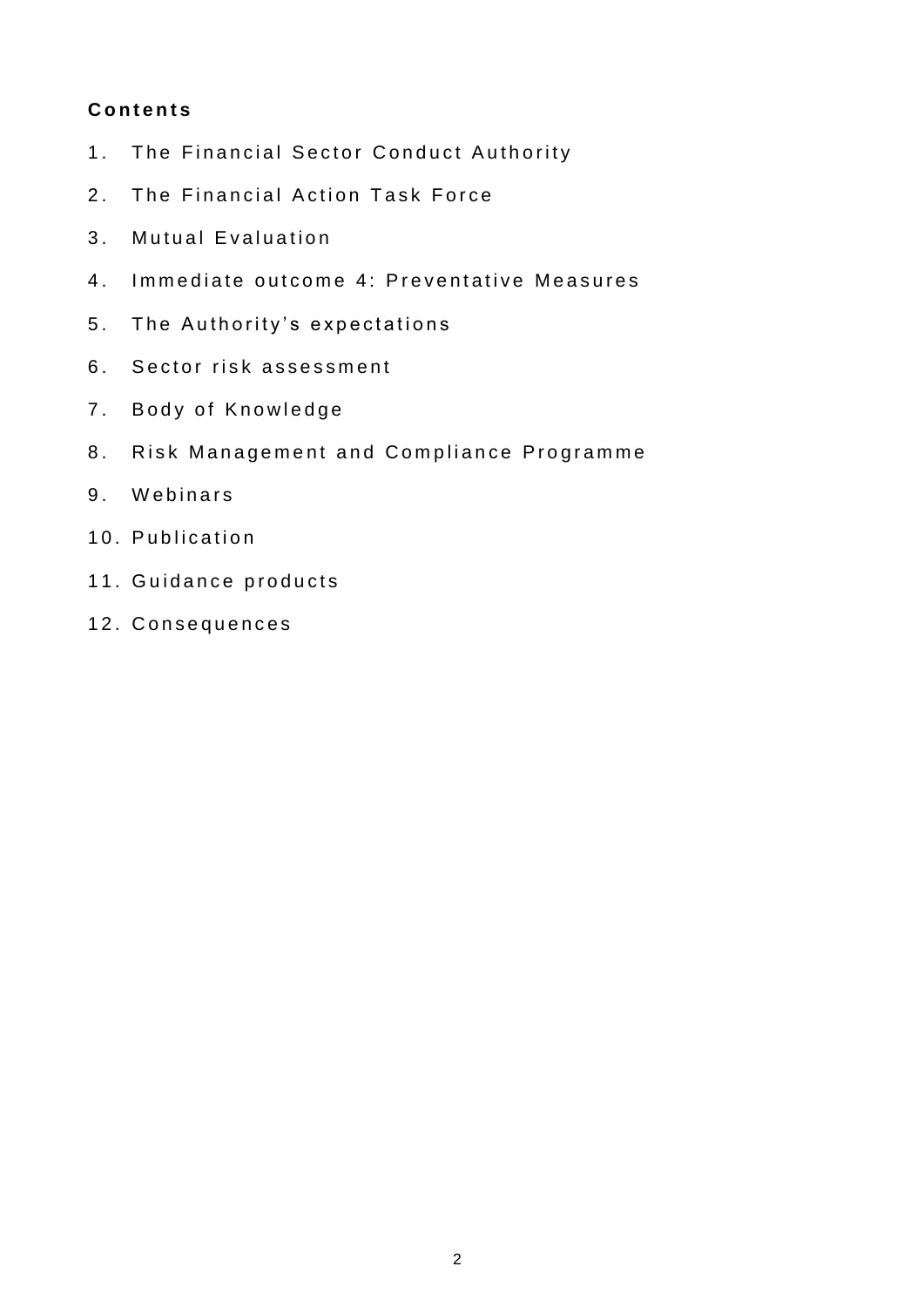**Contents**

1. The Financial Sector Conduct Authority
2. The Financial Action Task Force
3. Mutual Evaluation
4. Immediate outcome 4: Preventative Measures
5. The Authority's expectations
6. Sector risk assessment
7. Body of Knowledge
8. Risk Management and Compliance Programme
9. Webinars
10. Publication
11. Guidance products
12. Consequences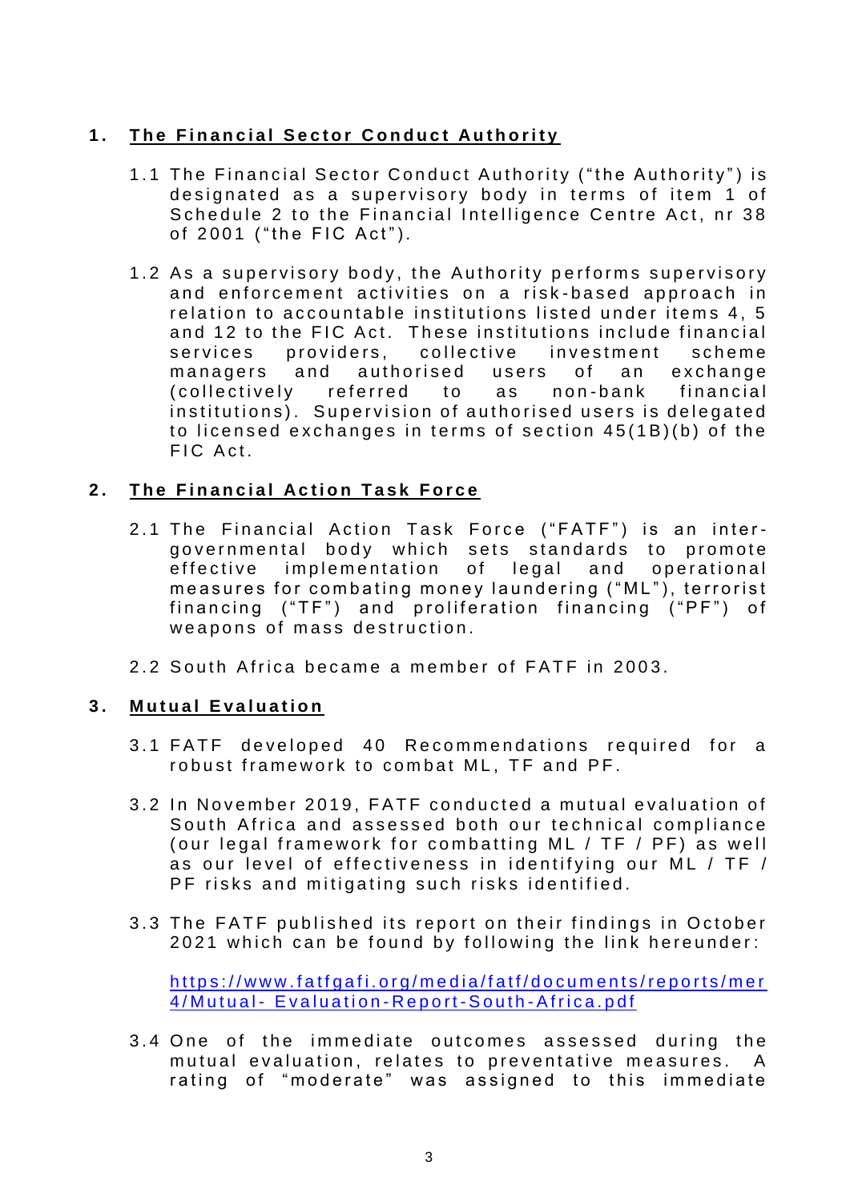## 1. The Financial Sector Conduct Authority

1.1 The Financial Sector Conduct Authority ("the Authority") is designated as a supervisory body in terms of item 1 of Schedule 2 to the Financial Intelligence Centre Act, nr 38 of 2001 ("the FIC Act").

1.2 As a supervisory body, the Authority performs supervisory and enforcement activities on a risk-based approach in relation to accountable institutions listed under items 4, 5 and 12 to the FIC Act. These institutions include financial services providers, collective investment scheme managers and authorised users of an exchange (collectively referred to as non-bank financial institutions). Supervision of authorised users is delegated to licensed exchanges in terms of section 45(1B)(b) of the FIC Act.

## 2. The Financial Action Task Force

2.1 The Financial Action Task Force ("FATF") is an inter-governmental body which sets standards to promote effective implementation of legal and operational measures for combating money laundering ("ML"), terrorist financing ("TF") and proliferation financing ("PF") of weapons of mass destruction.

2.2 South Africa became a member of FATF in 2003.

## 3. Mutual Evaluation

3.1 FATF developed 40 Recommendations required for a robust framework to combat ML, TF and PF.

3.2 In November 2019, FATF conducted a mutual evaluation of South Africa and assessed both our technical compliance (our legal framework for combatting ML / TF / PF) as well as our level of effectiveness in identifying our ML / TF / PF risks and mitigating such risks identified.

3.3 The FATF published its report on their findings in October 2021 which can be found by following the link hereunder:

[https://www.fatfgafi.org/media/fatf/documents/reports/mer4/Mutual- Evaluation-Report-South-Africa.pdf](https://www.fatfgafi.org/media/fatf/documents/reports/mer4/Mutual-Evaluation-Report-South-Africa.pdf)

3.4 One of the immediate outcomes assessed during the mutual evaluation, relates to preventative measures. A rating of "moderate" was assigned to this immediate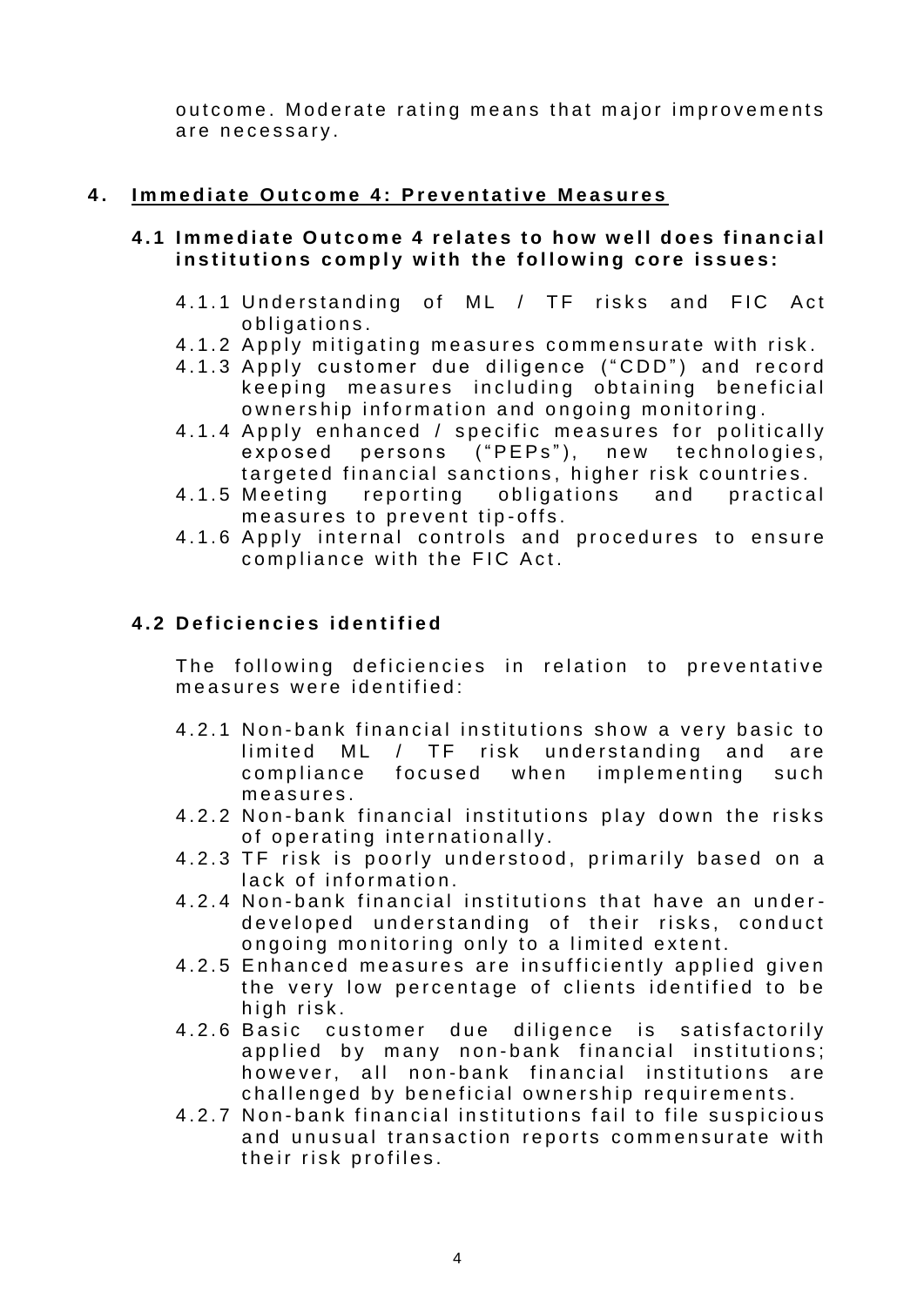outcome. Moderate rating means that major improvements are necessary.

## 4. Immediate Outcome 4: Preventative Measures

### 4.1 Immediate Outcome 4 relates to how well does financial institutions comply with the following core issues:

4.1.1 Understanding of ML / TF risks and FIC Act obligations.

4.1.2 Apply mitigating measures commensurate with risk.

4.1.3 Apply customer due diligence ("CDD") and record keeping measures including obtaining beneficial ownership information and ongoing monitoring.

4.1.4 Apply enhanced / specific measures for politically exposed persons ("PEPs"), new technologies, targeted financial sanctions, higher risk countries.

4.1.5 Meeting reporting obligations and practical measures to prevent tip-offs.

4.1.6 Apply internal controls and procedures to ensure compliance with the FIC Act.

### 4.2 Deficiencies identified

The following deficiencies in relation to preventative measures were identified:

4.2.1 Non-bank financial institutions show a very basic to limited ML / TF risk understanding and are compliance focused when implementing such measures.

4.2.2 Non-bank financial institutions play down the risks of operating internationally.

4.2.3 TF risk is poorly understood, primarily based on a lack of information.

4.2.4 Non-bank financial institutions that have an under-developed understanding of their risks, conduct ongoing monitoring only to a limited extent.

4.2.5 Enhanced measures are insufficiently applied given the very low percentage of clients identified to be high risk.

4.2.6 Basic customer due diligence is satisfactorily applied by many non-bank financial institutions; however, all non-bank financial institutions are challenged by beneficial ownership requirements.

4.2.7 Non-bank financial institutions fail to file suspicious and unusual transaction reports commensurate with their risk profiles.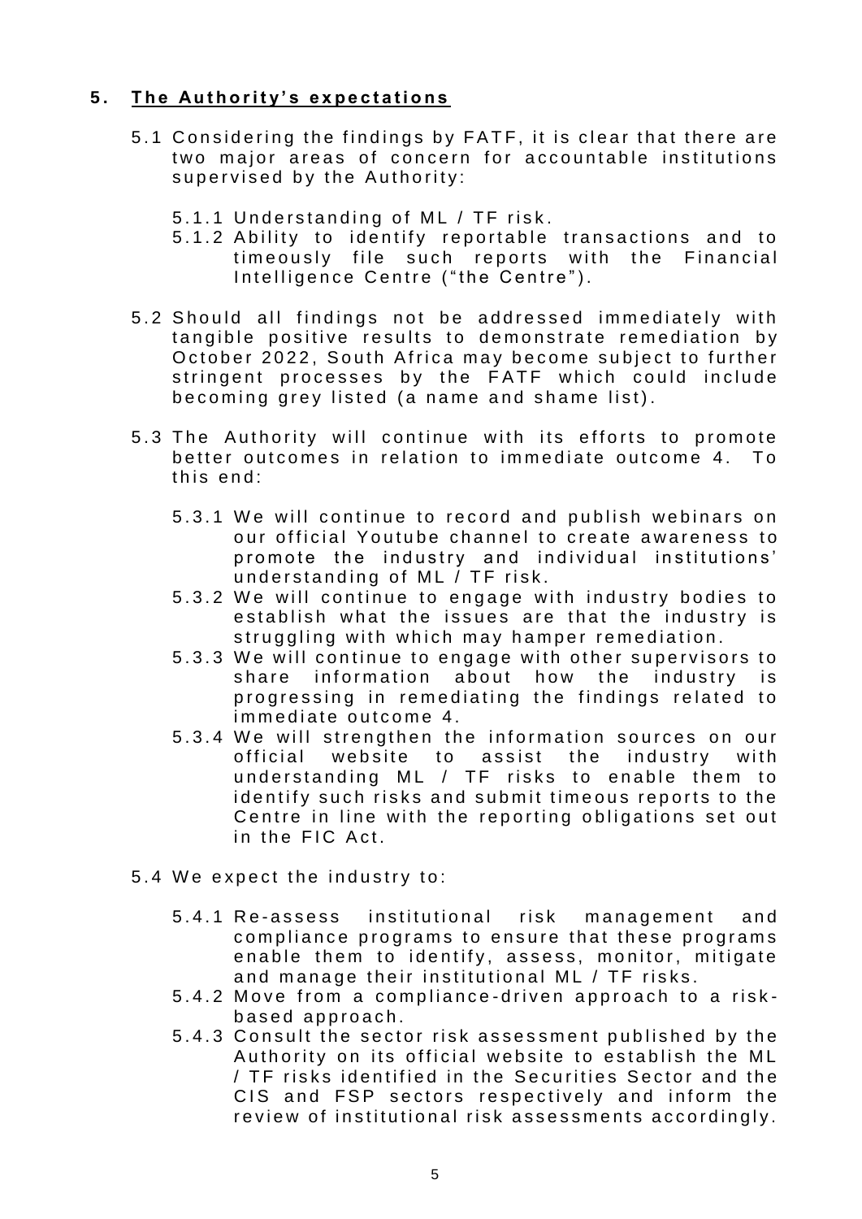## 5. The Authority's expectations

5.1 Considering the findings by FATF, it is clear that there are two major areas of concern for accountable institutions supervised by the Authority:

5.1.1 Understanding of ML / TF risk.

5.1.2 Ability to identify reportable transactions and to timeously file such reports with the Financial Intelligence Centre ("the Centre").

5.2 Should all findings not be addressed immediately with tangible positive results to demonstrate remediation by October 2022, South Africa may become subject to further stringent processes by the FATF which could include becoming grey listed (a name and shame list).

5.3 The Authority will continue with its efforts to promote better outcomes in relation to immediate outcome 4. To this end:

5.3.1 We will continue to record and publish webinars on our official Youtube channel to create awareness to promote the industry and individual institutions' understanding of ML / TF risk.

5.3.2 We will continue to engage with industry bodies to establish what the issues are that the industry is struggling with which may hamper remediation.

5.3.3 We will continue to engage with other supervisors to share information about how the industry is progressing in remediating the findings related to immediate outcome 4.

5.3.4 We will strengthen the information sources on our official website to assist the industry with understanding ML / TF risks to enable them to identify such risks and submit timeous reports to the Centre in line with the reporting obligations set out in the FIC Act.

5.4 We expect the industry to:

5.4.1 Re-assess institutional risk management and compliance programs to ensure that these programs enable them to identify, assess, monitor, mitigate and manage their institutional ML / TF risks.

5.4.2 Move from a compliance-driven approach to a risk-based approach.

5.4.3 Consult the sector risk assessment published by the Authority on its official website to establish the ML / TF risks identified in the Securities Sector and the CIS and FSP sectors respectively and inform the review of institutional risk assessments accordingly.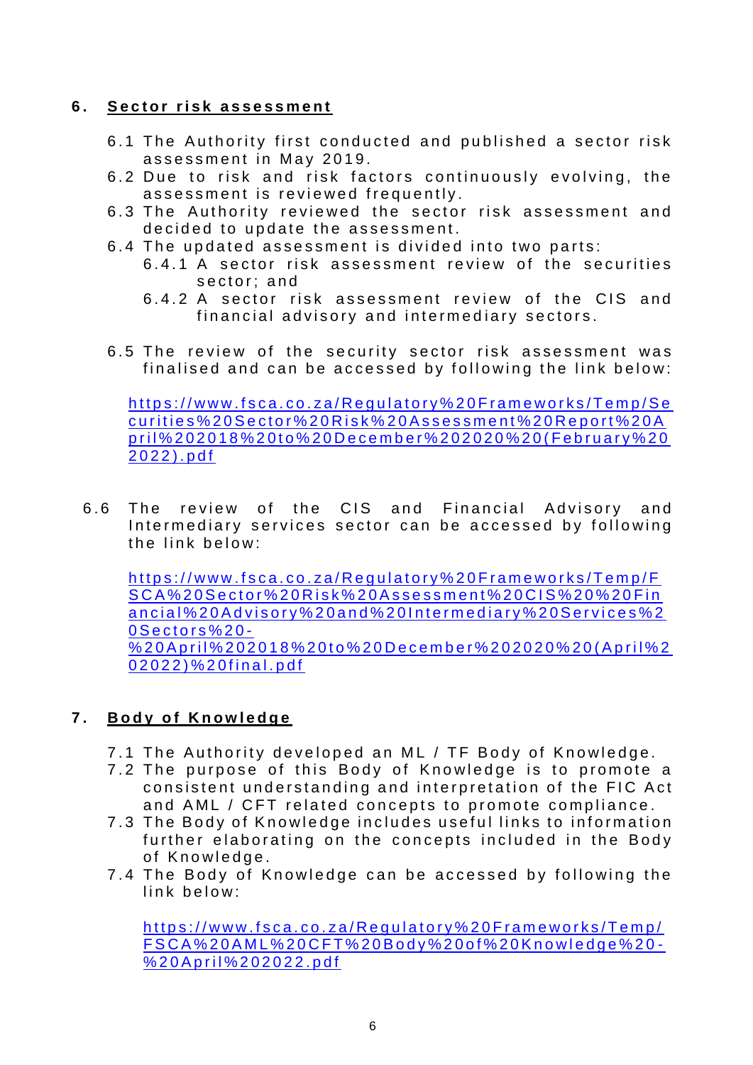## 6. Sector risk assessment

6.1 The Authority first conducted and published a sector risk assessment in May 2019.

6.2 Due to risk and risk factors continuously evolving, the assessment is reviewed frequently.

6.3 The Authority reviewed the sector risk assessment and decided to update the assessment.

6.4 The updated assessment is divided into two parts:

6.4.1 A sector risk assessment review of the securities sector; and

6.4.2 A sector risk assessment review of the CIS and financial advisory and intermediary sectors.

6.5 The review of the security sector risk assessment was finalised and can be accessed by following the link below:

https://www.fsca.co.za/Regulatory%20Frameworks/Temp/Securities%20Sector%20Risk%20Assessment%20Report%20April%202018%20to%20December%202020%20(February%202022).pdf

6.6 The review of the CIS and Financial Advisory and Intermediary services sector can be accessed by following the link below:

https://www.fsca.co.za/Regulatory%20Frameworks/Temp/FSCA%20Sector%20Risk%20Assessment%20CIS%20%20Financial%20Advisory%20and%20Intermediary%20Services%20Sectors%20-%20April%202018%20to%20December%202020%20(April%202022)%20final.pdf

## 7. Body of Knowledge

7.1 The Authority developed an ML / TF Body of Knowledge.

7.2 The purpose of this Body of Knowledge is to promote a consistent understanding and interpretation of the FIC Act and AML / CFT related concepts to promote compliance.

7.3 The Body of Knowledge includes useful links to information further elaborating on the concepts included in the Body of Knowledge.

7.4 The Body of Knowledge can be accessed by following the link below:

https://www.fsca.co.za/Regulatory%20Frameworks/Temp/FSCA%20AML%20CFT%20Body%20of%20Knowledge%20-%20April%202022.pdf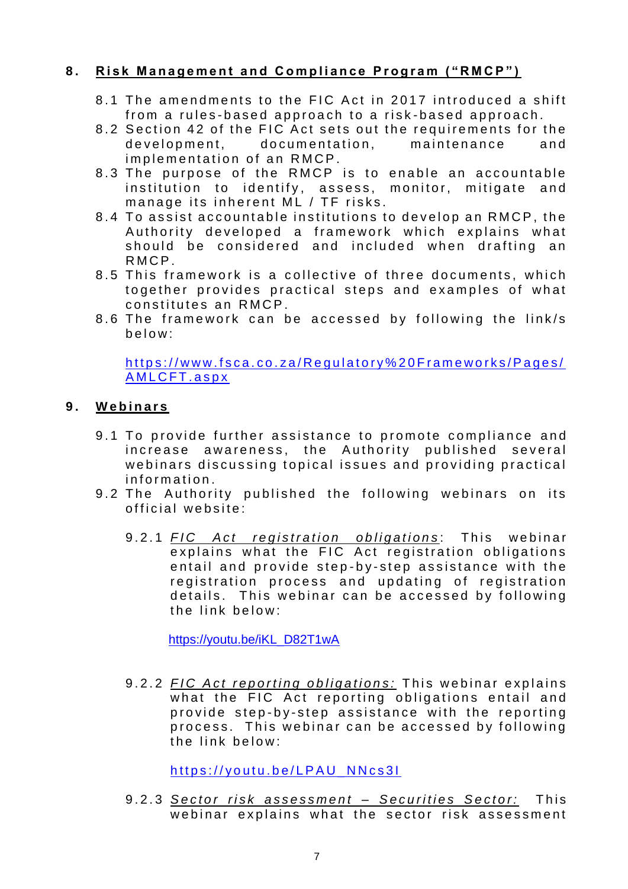## 8. Risk Management and Compliance Program ("RMCP")

8.1 The amendments to the FIC Act in 2017 introduced a shift from a rules-based approach to a risk-based approach.

8.2 Section 42 of the FIC Act sets out the requirements for the development, documentation, maintenance and implementation of an RMCP.

8.3 The purpose of the RMCP is to enable an accountable institution to identify, assess, monitor, mitigate and manage its inherent ML / TF risks.

8.4 To assist accountable institutions to develop an RMCP, the Authority developed a framework which explains what should be considered and included when drafting an RMCP.

8.5 This framework is a collective of three documents, which together provides practical steps and examples of what constitutes an RMCP.

8.6 The framework can be accessed by following the link/s below:

[https://www.fsca.co.za/Regulatory%20Frameworks/Pages/AMLCFT.aspx](https://www.fsca.co.za/Regulatory%20Frameworks/Pages/AMLCFT.aspx)

## 9. Webinars

9.1 To provide further assistance to promote compliance and increase awareness, the Authority published several webinars discussing topical issues and providing practical information.

9.2 The Authority published the following webinars on its official website:

9.2.1 *FIC Act registration obligations*: This webinar explains what the FIC Act registration obligations entail and provide step-by-step assistance with the registration process and updating of registration details. This webinar can be accessed by following the link below:

[https://youtu.be/iKL_D82T1wA](https://youtu.be/iKL_D82T1wA)

9.2.2 *FIC Act reporting obligations:* This webinar explains what the FIC Act reporting obligations entail and provide step-by-step assistance with the reporting process. This webinar can be accessed by following the link below:

[https://youtu.be/LPAU_NNcs3I](https://youtu.be/LPAU_NNcs3I)

9.2.3 *Sector risk assessment – Securities Sector:* This webinar explains what the sector risk assessment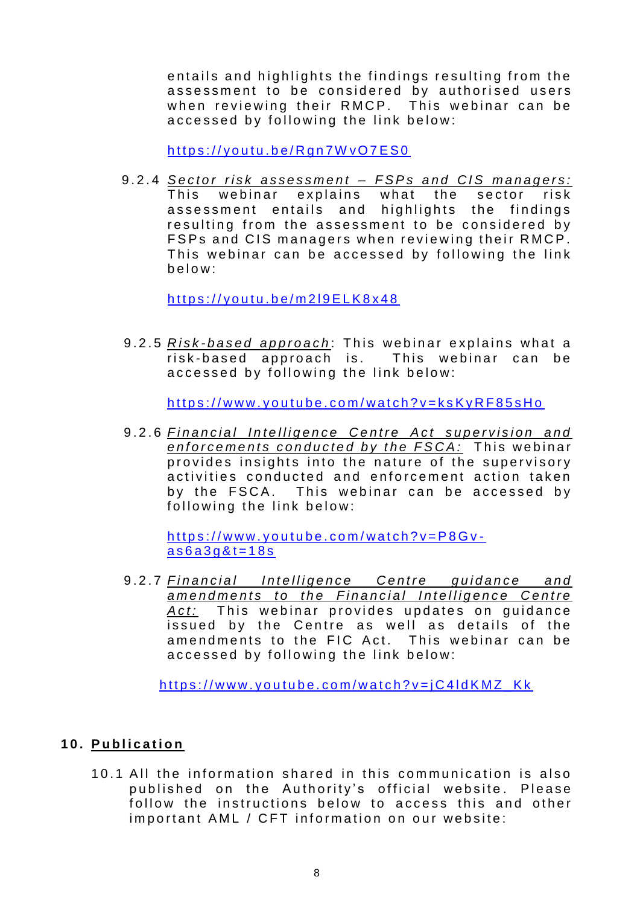entails and highlights the findings resulting from the assessment to be considered by authorised users when reviewing their RMCP. This webinar can be accessed by following the link below:

https://youtu.be/Rgn7WvO7ES0

9.2.4 *Sector risk assessment – FSPs and CIS managers:* This webinar explains what the sector risk assessment entails and highlights the findings resulting from the assessment to be considered by FSPs and CIS managers when reviewing their RMCP. This webinar can be accessed by following the link below:

https://youtu.be/m2I9ELK8x48

9.2.5 *Risk-based approach*: This webinar explains what a risk-based approach is. This webinar can be accessed by following the link below:

https://www.youtube.com/watch?v=ksKyRF85sHo

9.2.6 *Financial Intelligence Centre Act supervision and enforcements conducted by the FSCA:* This webinar provides insights into the nature of the supervisory activities conducted and enforcement action taken by the FSCA. This webinar can be accessed by following the link below:

https://www.youtube.com/watch?v=P8Gv-as6a3g&t=18s

9.2.7 *Financial Intelligence Centre guidance and amendments to the Financial Intelligence Centre Act:* This webinar provides updates on guidance issued by the Centre as well as details of the amendments to the FIC Act. This webinar can be accessed by following the link below:

https://www.youtube.com/watch?v=jC4ldKMZ_Kk

## 10. Publication

10.1 All the information shared in this communication is also published on the Authority's official website. Please follow the instructions below to access this and other important AML / CFT information on our website: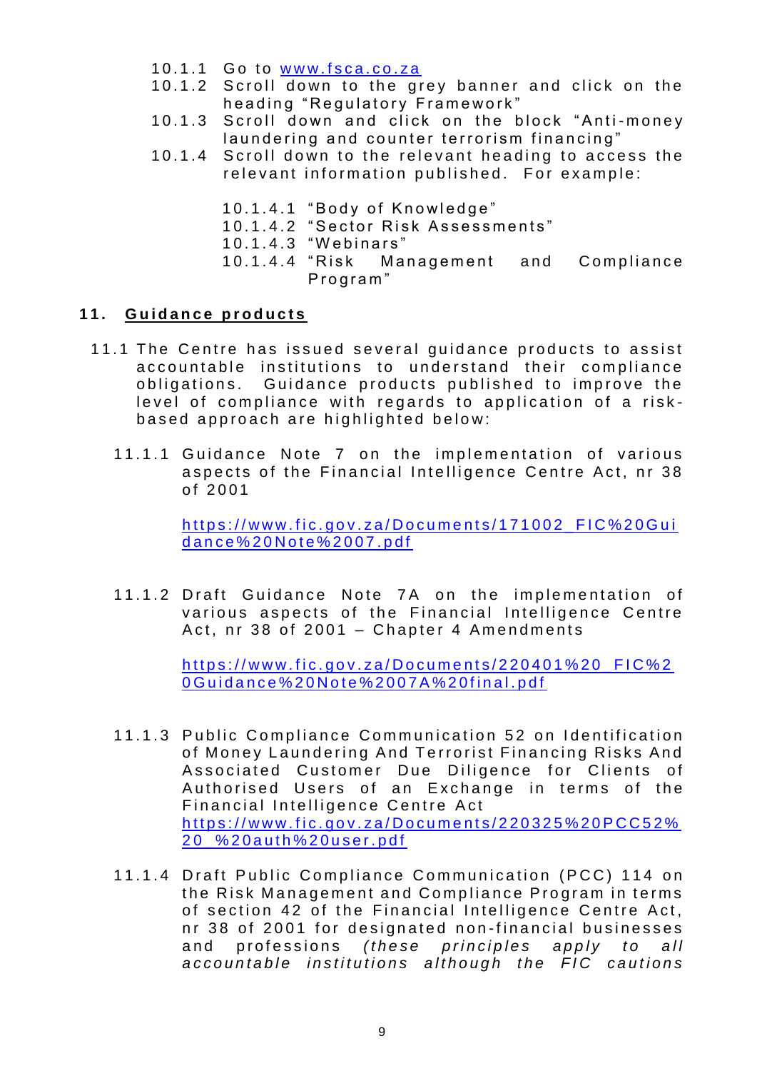10.1.1 Go to [www.fsca.co.za](http://www.fsca.co.za)

10.1.2 Scroll down to the grey banner and click on the heading "Regulatory Framework"

10.1.3 Scroll down and click on the block "Anti-money laundering and counter terrorism financing"

10.1.4 Scroll down to the relevant heading to access the relevant information published. For example:

10.1.4.1 "Body of Knowledge"

10.1.4.2 "Sector Risk Assessments"

10.1.4.3 "Webinars"

10.1.4.4 "Risk Management and Compliance Program"

## 11. Guidance products

11.1 The Centre has issued several guidance products to assist accountable institutions to understand their compliance obligations. Guidance products published to improve the level of compliance with regards to application of a risk-based approach are highlighted below:

11.1.1 Guidance Note 7 on the implementation of various aspects of the Financial Intelligence Centre Act, nr 38 of 2001

https://www.fic.gov.za/Documents/171002_FIC%20Guidance%20Note%2007.pdf

11.1.2 Draft Guidance Note 7A on the implementation of various aspects of the Financial Intelligence Centre Act, nr 38 of 2001 – Chapter 4 Amendments

https://www.fic.gov.za/Documents/220401%20_FIC%20Guidance%20Note%2007A%20final.pdf

11.1.3 Public Compliance Communication 52 on Identification of Money Laundering And Terrorist Financing Risks And Associated Customer Due Diligence for Clients of Authorised Users of an Exchange in terms of the Financial Intelligence Centre Act
https://www.fic.gov.za/Documents/220325%20PCC52%20_%20auth%20user.pdf

11.1.4 Draft Public Compliance Communication (PCC) 114 on the Risk Management and Compliance Program in terms of section 42 of the Financial Intelligence Centre Act, nr 38 of 2001 for designated non-financial businesses and professions *(these principles apply to all accountable institutions although the FIC cautions*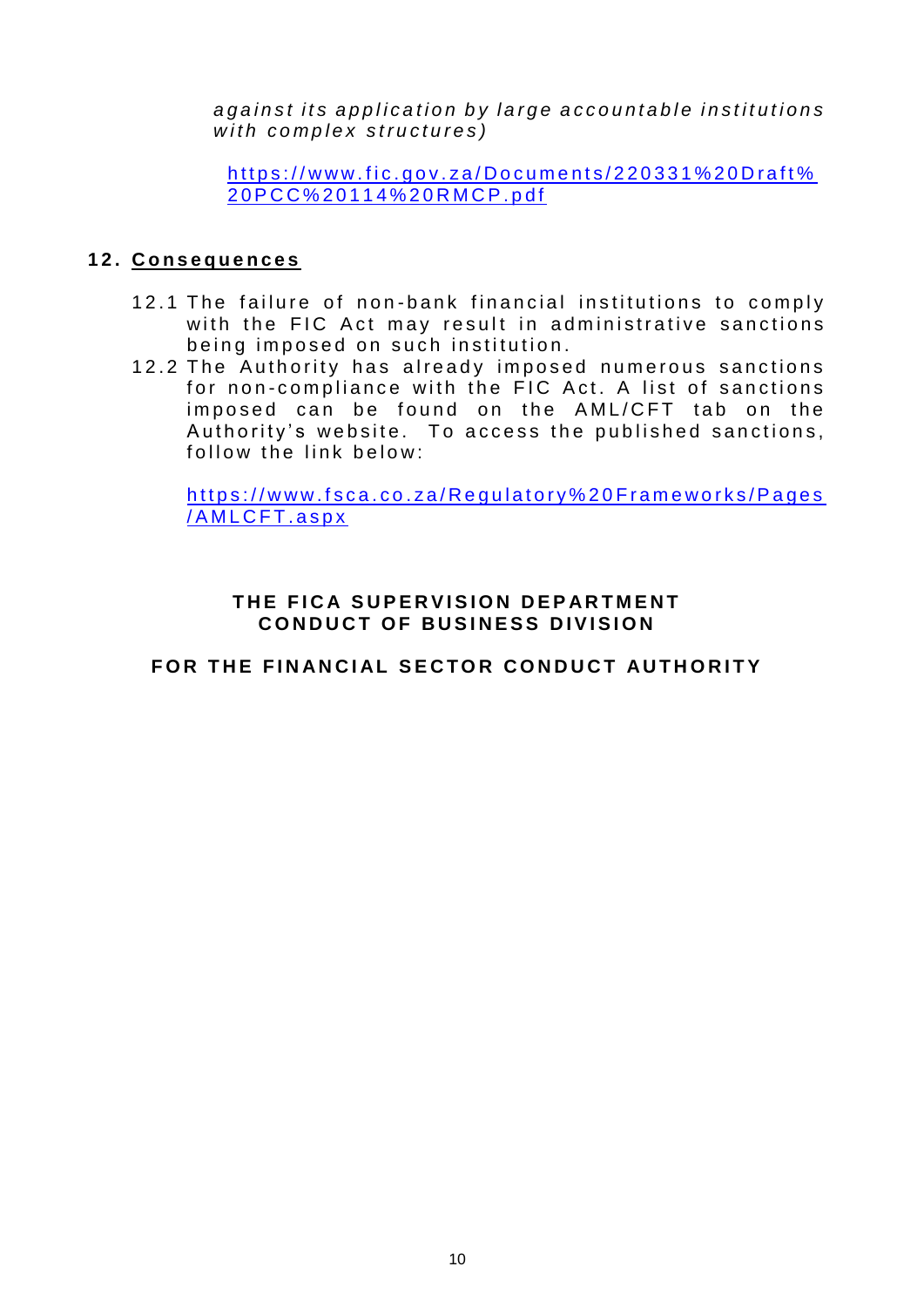*against its application by large accountable institutions with complex structures)*

https://www.fic.gov.za/Documents/220331%20Draft%20PCC%20114%20RMCP.pdf

## 12. Consequences

12.1 The failure of non-bank financial institutions to comply with the FIC Act may result in administrative sanctions being imposed on such institution.

12.2 The Authority has already imposed numerous sanctions for non-compliance with the FIC Act. A list of sanctions imposed can be found on the AML/CFT tab on the Authority's website. To access the published sanctions, follow the link below:

https://www.fsca.co.za/Regulatory%20Frameworks/Pages/AMLCFT.aspx

**THE FICA SUPERVISION DEPARTMENT**
**CONDUCT OF BUSINESS DIVISION**

**FOR THE FINANCIAL SECTOR CONDUCT AUTHORITY**